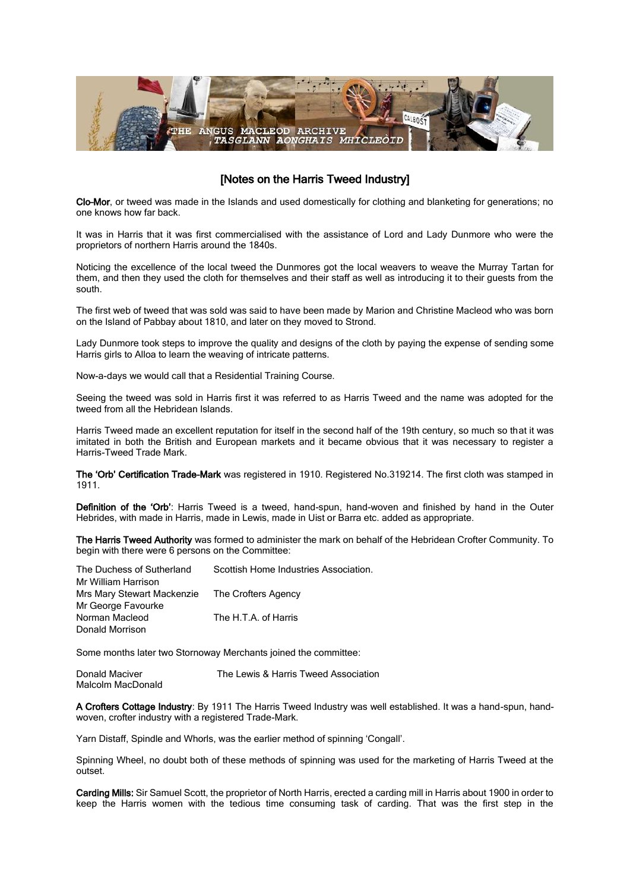# [Notes on the Harris Tweed Industry]

**Clo-Mor**, or tweed was made in the Islands and used domestically for clothing and blanketing for generations; no one knows how far back.

It was in Harris that it was first commercialised with the assistance of Lord and Lady Dunmore who were the proprietors of northern Harris around the 1840s.

Noticing the excellence of the local tweed the Dunmores got the local weavers to weave the Murray Tartan for them, and then they used the cloth for themselves and their staff as well as introducing it to their guests from the south.

The first web of tweed that was sold was said to have been made by Marion and Christine Macleod who was born on the Island of Pabbay about 1810, and later on they moved to Strond.

Lady Dunmore took steps to improve the quality and designs of the cloth by paying the expense of sending some Harris girls to Alloa to learn the weaving of intricate patterns.

Now-a-days we would call that a Residential Training Course.

Seeing the tweed was sold in Harris first it was referred to as Harris Tweed and the name was adopted for the tweed from all the Hebridean Islands.

Harris Tweed made an excellent reputation for itself in the second half of the 19th century, so much so that it was imitated in both the British and European markets and it became obvious that it was necessary to register a Harris-Tweed Trade Mark.

**The 'Orb' Certification Trade-Mark** was registered in 1910. Registered No.319214. The first cloth was stamped in 1911.

**Definition of the 'Orb'**: Harris Tweed is a tweed, hand-spun, hand-woven and finished by hand in the Outer Hebrides, with made in Harris, made in Lewis, made in Uist or Barra etc. added as appropriate.

**The Harris Tweed Authority** was formed to administer the mark on behalf of the Hebridean Crofter Community. To begin with there were 6 persons on the Committee:

| | |
|---|---|
| The Duchess of Sutherland | Scottish Home Industries Association. |
| Mr William Harrison | |
| Mrs Mary Stewart Mackenzie | The Crofters Agency |
| Mr George Favourke | |
| Norman Macleod | The H.T.A. of Harris |
| Donald Morrison | |

Some months later two Stornoway Merchants joined the committee:

| | |
|---|---|
| Donald Maciver | The Lewis & Harris Tweed Association |
| Malcolm MacDonald | |

**A Crofters Cottage Industry**: By 1911 The Harris Tweed Industry was well established. It was a hand-spun, hand-woven, crofter industry with a registered Trade-Mark.

Yarn Distaff, Spindle and Whorls, was the earlier method of spinning 'Congall'.

Spinning Wheel, no doubt both of these methods of spinning was used for the marketing of Harris Tweed at the outset.

**Carding Mills:** Sir Samuel Scott, the proprietor of North Harris, erected a carding mill in Harris about 1900 in order to keep the Harris women with the tedious time consuming task of carding. That was the first step in the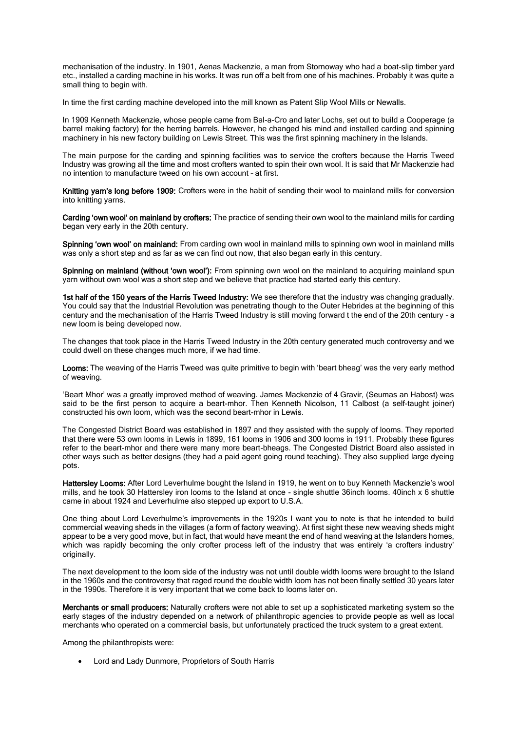mechanisation of the industry. In 1901, Aenas Mackenzie, a man from Stornoway who had a boat-slip timber yard etc., installed a carding machine in his works. It was run off a belt from one of his machines. Probably it was quite a small thing to begin with.

In time the first carding machine developed into the mill known as Patent Slip Wool Mills or Newalls.

In 1909 Kenneth Mackenzie, whose people came from Bal-a-Cro and later Lochs, set out to build a Cooperage (a barrel making factory) for the herring barrels. However, he changed his mind and installed carding and spinning machinery in his new factory building on Lewis Street. This was the first spinning machinery in the Islands.

The main purpose for the carding and spinning facilities was to service the crofters because the Harris Tweed Industry was growing all the time and most crofters wanted to spin their own wool. It is said that Mr Mackenzie had no intention to manufacture tweed on his own account – at first.

**Knitting yarn's long before 1909:** Crofters were in the habit of sending their wool to mainland mills for conversion into knitting yarns.

**Carding 'own wool' on mainland by crofters:** The practice of sending their own wool to the mainland mills for carding began very early in the 20th century.

**Spinning 'own wool' on mainland:** From carding own wool in mainland mills to spinning own wool in mainland mills was only a short step and as far as we can find out now, that also began early in this century.

**Spinning on mainland (without 'own wool'):** From spinning own wool on the mainland to acquiring mainland spun yarn without own wool was a short step and we believe that practice had started early this century.

**1st half of the 150 years of the Harris Tweed Industry:** We see therefore that the industry was changing gradually. You could say that the Industrial Revolution was penetrating though to the Outer Hebrides at the beginning of this century and the mechanisation of the Harris Tweed Industry is still moving forward t the end of the 20th century – a new loom is being developed now.

The changes that took place in the Harris Tweed Industry in the 20th century generated much controversy and we could dwell on these changes much more, if we had time.

**Looms:** The weaving of the Harris Tweed was quite primitive to begin with 'beart bheag' was the very early method of weaving.

'Beart Mhor' was a greatly improved method of weaving. James Mackenzie of 4 Gravir, (Seumas an Habost) was said to be the first person to acquire a beart-mhor. Then Kenneth Nicolson, 11 Calbost (a self-taught joiner) constructed his own loom, which was the second beart-mhor in Lewis.

The Congested District Board was established in 1897 and they assisted with the supply of looms. They reported that there were 53 own looms in Lewis in 1899, 161 looms in 1906 and 300 looms in 1911. Probably these figures refer to the beart-mhor and there were many more beart-bheags. The Congested District Board also assisted in other ways such as better designs (they had a paid agent going round teaching). They also supplied large dyeing pots.

**Hattersley Looms:** After Lord Leverhulme bought the Island in 1919, he went on to buy Kenneth Mackenzie's wool mills, and he took 30 Hattersley iron looms to the Island at once - single shuttle 36inch looms. 40inch x 6 shuttle came in about 1924 and Leverhulme also stepped up export to U.S.A.

One thing about Lord Leverhulme's improvements in the 1920s I want you to note is that he intended to build commercial weaving sheds in the villages (a form of factory weaving). At first sight these new weaving sheds might appear to be a very good move, but in fact, that would have meant the end of hand weaving at the Islanders homes, which was rapidly becoming the only crofter process left of the industry that was entirely 'a crofters industry' originally.

The next development to the loom side of the industry was not until double width looms were brought to the Island in the 1960s and the controversy that raged round the double width loom has not been finally settled 30 years later in the 1990s. Therefore it is very important that we come back to looms later on.

**Merchants or small producers:** Naturally crofters were not able to set up a sophisticated marketing system so the early stages of the industry depended on a network of philanthropic agencies to provide people as well as local merchants who operated on a commercial basis, but unfortunately practiced the truck system to a great extent.

Among the philanthropists were:

- Lord and Lady Dunmore, Proprietors of South Harris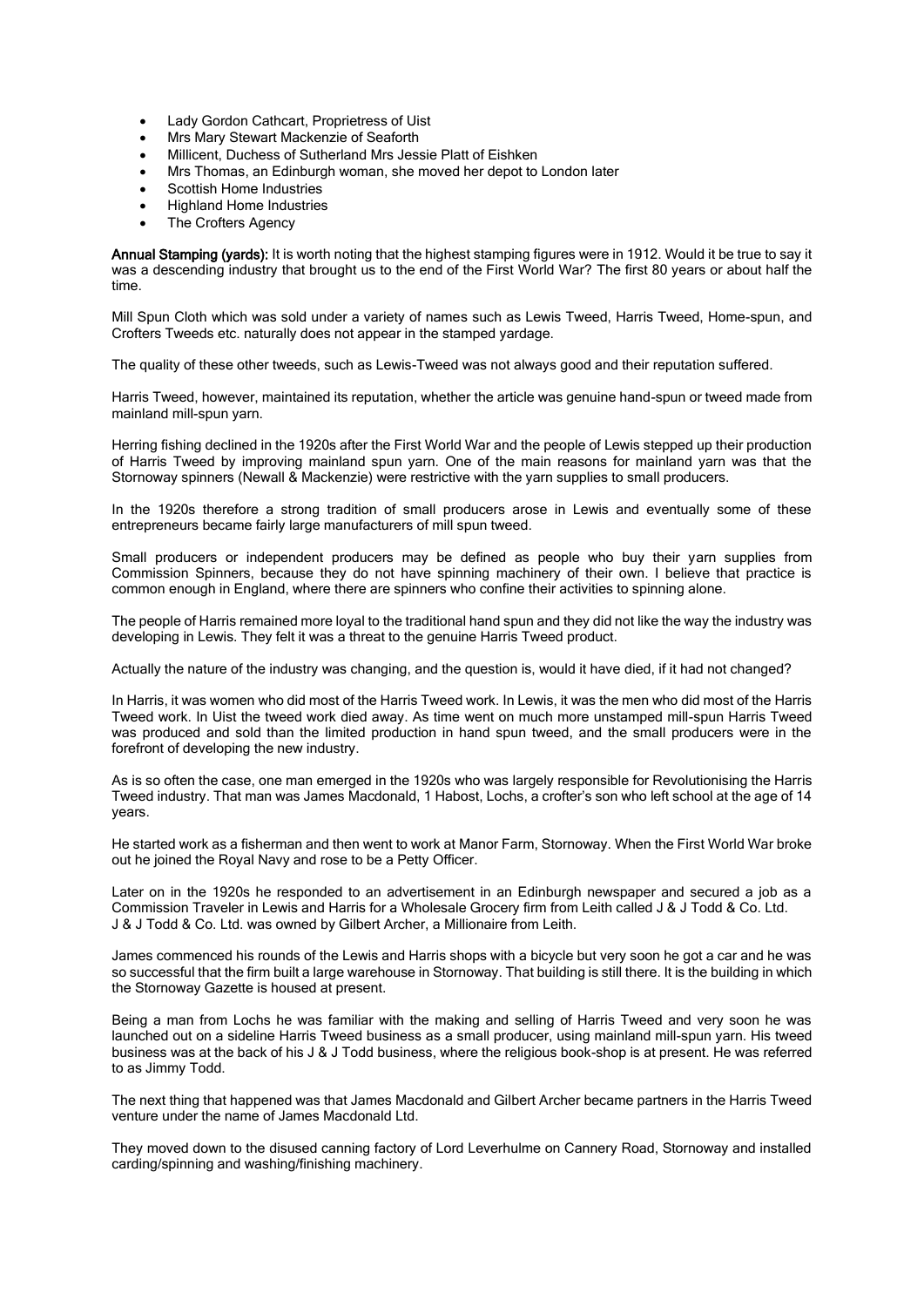- Lady Gordon Cathcart, Proprietress of Uist
- Mrs Mary Stewart Mackenzie of Seaforth
- Millicent, Duchess of Sutherland Mrs Jessie Platt of Eishken
- Mrs Thomas, an Edinburgh woman, she moved her depot to London later
- Scottish Home Industries
- Highland Home Industries
- The Crofters Agency

**Annual Stamping (yards):** It is worth noting that the highest stamping figures were in 1912. Would it be true to say it was a descending industry that brought us to the end of the First World War? The first 80 years or about half the time.

Mill Spun Cloth which was sold under a variety of names such as Lewis Tweed, Harris Tweed, Home-spun, and Crofters Tweeds etc. naturally does not appear in the stamped yardage.

The quality of these other tweeds, such as Lewis-Tweed was not always good and their reputation suffered.

Harris Tweed, however, maintained its reputation, whether the article was genuine hand-spun or tweed made from mainland mill-spun yarn.

Herring fishing declined in the 1920s after the First World War and the people of Lewis stepped up their production of Harris Tweed by improving mainland spun yarn. One of the main reasons for mainland yarn was that the Stornoway spinners (Newall & Mackenzie) were restrictive with the yarn supplies to small producers.

In the 1920s therefore a strong tradition of small producers arose in Lewis and eventually some of these entrepreneurs became fairly large manufacturers of mill spun tweed.

Small producers or independent producers may be defined as people who buy their yarn supplies from Commission Spinners, because they do not have spinning machinery of their own. I believe that practice is common enough in England, where there are spinners who confine their activities to spinning alone.

The people of Harris remained more loyal to the traditional hand spun and they did not like the way the industry was developing in Lewis. They felt it was a threat to the genuine Harris Tweed product.

Actually the nature of the industry was changing, and the question is, would it have died, if it had not changed?

In Harris, it was women who did most of the Harris Tweed work. In Lewis, it was the men who did most of the Harris Tweed work. In Uist the tweed work died away. As time went on much more unstamped mill-spun Harris Tweed was produced and sold than the limited production in hand spun tweed, and the small producers were in the forefront of developing the new industry.

As is so often the case, one man emerged in the 1920s who was largely responsible for Revolutionising the Harris Tweed industry. That man was James Macdonald, 1 Habost, Lochs, a crofter's son who left school at the age of 14 years.

He started work as a fisherman and then went to work at Manor Farm, Stornoway. When the First World War broke out he joined the Royal Navy and rose to be a Petty Officer.

Later on in the 1920s he responded to an advertisement in an Edinburgh newspaper and secured a job as a Commission Traveler in Lewis and Harris for a Wholesale Grocery firm from Leith called J & J Todd & Co. Ltd. J & J Todd & Co. Ltd. was owned by Gilbert Archer, a Millionaire from Leith.

James commenced his rounds of the Lewis and Harris shops with a bicycle but very soon he got a car and he was so successful that the firm built a large warehouse in Stornoway. That building is still there. It is the building in which the Stornoway Gazette is housed at present.

Being a man from Lochs he was familiar with the making and selling of Harris Tweed and very soon he was launched out on a sideline Harris Tweed business as a small producer, using mainland mill-spun yarn. His tweed business was at the back of his J & J Todd business, where the religious book-shop is at present. He was referred to as Jimmy Todd.

The next thing that happened was that James Macdonald and Gilbert Archer became partners in the Harris Tweed venture under the name of James Macdonald Ltd.

They moved down to the disused canning factory of Lord Leverhulme on Cannery Road, Stornoway and installed carding/spinning and washing/finishing machinery.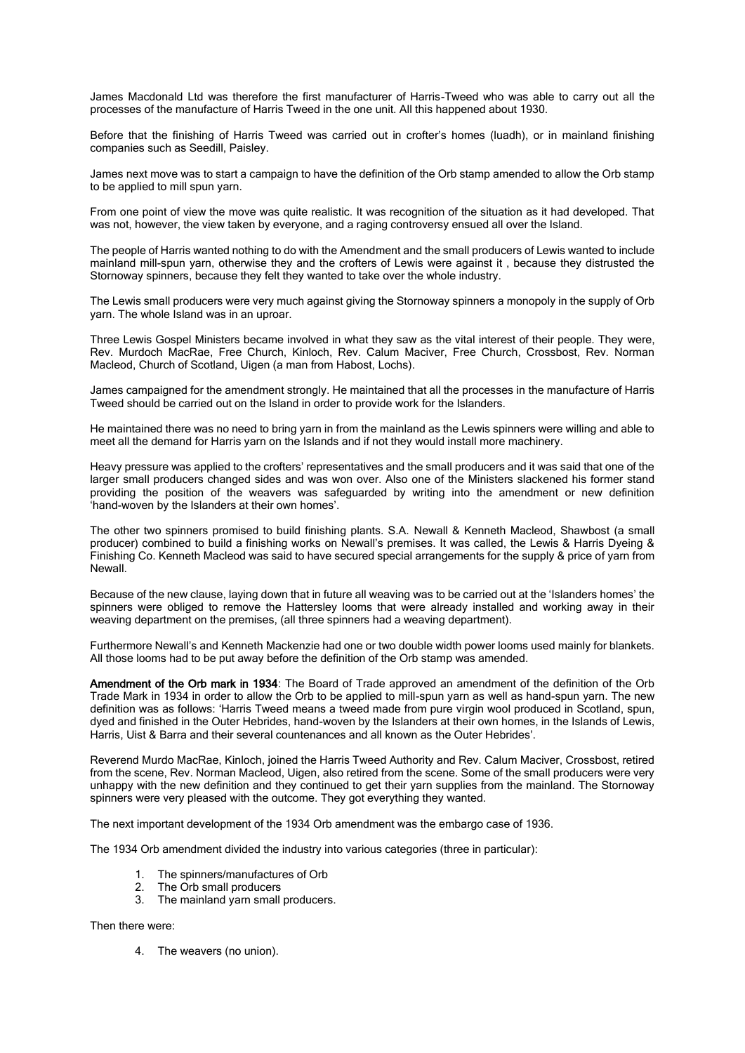James Macdonald Ltd was therefore the first manufacturer of Harris-Tweed who was able to carry out all the processes of the manufacture of Harris Tweed in the one unit. All this happened about 1930.

Before that the finishing of Harris Tweed was carried out in crofter's homes (luadh), or in mainland finishing companies such as Seedill, Paisley.

James next move was to start a campaign to have the definition of the Orb stamp amended to allow the Orb stamp to be applied to mill spun yarn.

From one point of view the move was quite realistic. It was recognition of the situation as it had developed. That was not, however, the view taken by everyone, and a raging controversy ensued all over the Island.

The people of Harris wanted nothing to do with the Amendment and the small producers of Lewis wanted to include mainland mill-spun yarn, otherwise they and the crofters of Lewis were against it , because they distrusted the Stornoway spinners, because they felt they wanted to take over the whole industry.

The Lewis small producers were very much against giving the Stornoway spinners a monopoly in the supply of Orb yarn. The whole Island was in an uproar.

Three Lewis Gospel Ministers became involved in what they saw as the vital interest of their people. They were, Rev. Murdoch MacRae, Free Church, Kinloch, Rev. Calum Maciver, Free Church, Crossbost, Rev. Norman Macleod, Church of Scotland, Uigen (a man from Habost, Lochs).

James campaigned for the amendment strongly. He maintained that all the processes in the manufacture of Harris Tweed should be carried out on the Island in order to provide work for the Islanders.

He maintained there was no need to bring yarn in from the mainland as the Lewis spinners were willing and able to meet all the demand for Harris yarn on the Islands and if not they would install more machinery.

Heavy pressure was applied to the crofters' representatives and the small producers and it was said that one of the larger small producers changed sides and was won over. Also one of the Ministers slackened his former stand providing the position of the weavers was safeguarded by writing into the amendment or new definition 'hand-woven by the Islanders at their own homes'.

The other two spinners promised to build finishing plants. S.A. Newall & Kenneth Macleod, Shawbost (a small producer) combined to build a finishing works on Newall's premises. It was called, the Lewis & Harris Dyeing & Finishing Co. Kenneth Macleod was said to have secured special arrangements for the supply & price of yarn from Newall.

Because of the new clause, laying down that in future all weaving was to be carried out at the 'Islanders homes' the spinners were obliged to remove the Hattersley looms that were already installed and working away in their weaving department on the premises, (all three spinners had a weaving department).

Furthermore Newall's and Kenneth Mackenzie had one or two double width power looms used mainly for blankets. All those looms had to be put away before the definition of the Orb stamp was amended.

**Amendment of the Orb mark in 1934**: The Board of Trade approved an amendment of the definition of the Orb Trade Mark in 1934 in order to allow the Orb to be applied to mill-spun yarn as well as hand-spun yarn. The new definition was as follows: 'Harris Tweed means a tweed made from pure virgin wool produced in Scotland, spun, dyed and finished in the Outer Hebrides, hand-woven by the Islanders at their own homes, in the Islands of Lewis, Harris, Uist & Barra and their several countenances and all known as the Outer Hebrides'.

Reverend Murdo MacRae, Kinloch, joined the Harris Tweed Authority and Rev. Calum Maciver, Crossbost, retired from the scene, Rev. Norman Macleod, Uigen, also retired from the scene. Some of the small producers were very unhappy with the new definition and they continued to get their yarn supplies from the mainland. The Stornoway spinners were very pleased with the outcome. They got everything they wanted.

The next important development of the 1934 Orb amendment was the embargo case of 1936.

The 1934 Orb amendment divided the industry into various categories (three in particular):

1. The spinners/manufactures of Orb
2. The Orb small producers
3. The mainland yarn small producers.

Then there were:

4. The weavers (no union).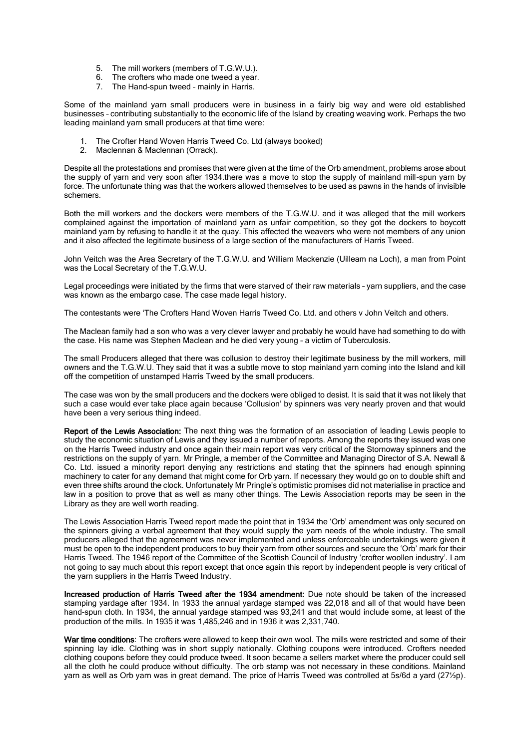5. The mill workers (members of T.G.W.U.).
6. The crofters who made one tweed a year.
7. The Hand-spun tweed – mainly in Harris.

Some of the mainland yarn small producers were in business in a fairly big way and were old established businesses – contributing substantially to the economic life of the Island by creating weaving work. Perhaps the two leading mainland yarn small producers at that time were:

1. The Crofter Hand Woven Harris Tweed Co. Ltd (always booked)
2. Maclennan & Maclennan (Orrack).

Despite all the protestations and promises that were given at the time of the Orb amendment, problems arose about the supply of yarn and very soon after 1934.there was a move to stop the supply of mainland mill-spun yarn by force. The unfortunate thing was that the workers allowed themselves to be used as pawns in the hands of invisible schemers.

Both the mill workers and the dockers were members of the T.G.W.U. and it was alleged that the mill workers complained against the importation of mainland yarn as unfair competition, so they got the dockers to boycott mainland yarn by refusing to handle it at the quay. This affected the weavers who were not members of any union and it also affected the legitimate business of a large section of the manufacturers of Harris Tweed.

John Veitch was the Area Secretary of the T.G.W.U. and William Mackenzie (Uilleam na Loch), a man from Point was the Local Secretary of the T.G.W.U.

Legal proceedings were initiated by the firms that were starved of their raw materials – yarn suppliers, and the case was known as the embargo case. The case made legal history.

The contestants were 'The Crofters Hand Woven Harris Tweed Co. Ltd. and others v John Veitch and others.

The Maclean family had a son who was a very clever lawyer and probably he would have had something to do with the case. His name was Stephen Maclean and he died very young – a victim of Tuberculosis.

The small Producers alleged that there was collusion to destroy their legitimate business by the mill workers, mill owners and the T.G.W.U. They said that it was a subtle move to stop mainland yarn coming into the Island and kill off the competition of unstamped Harris Tweed by the small producers.

The case was won by the small producers and the dockers were obliged to desist. It is said that it was not likely that such a case would ever take place again because 'Collusion' by spinners was very nearly proven and that would have been a very serious thing indeed.

**Report of the Lewis Association:** The next thing was the formation of an association of leading Lewis people to study the economic situation of Lewis and they issued a number of reports. Among the reports they issued was one on the Harris Tweed industry and once again their main report was very critical of the Stornoway spinners and the restrictions on the supply of yarn. Mr Pringle, a member of the Committee and Managing Director of S.A. Newall & Co. Ltd. issued a minority report denying any restrictions and stating that the spinners had enough spinning machinery to cater for any demand that might come for Orb yarn. If necessary they would go on to double shift and even three shifts around the clock. Unfortunately Mr Pringle's optimistic promises did not materialise in practice and law in a position to prove that as well as many other things. The Lewis Association reports may be seen in the Library as they are well worth reading.

The Lewis Association Harris Tweed report made the point that in 1934 the 'Orb' amendment was only secured on the spinners giving a verbal agreement that they would supply the yarn needs of the whole industry. The small producers alleged that the agreement was never implemented and unless enforceable undertakings were given it must be open to the independent producers to buy their yarn from other sources and secure the 'Orb' mark for their Harris Tweed. The 1946 report of the Committee of the Scottish Council of Industry 'crofter woollen industry'. I am not going to say much about this report except that once again this report by independent people is very critical of the yarn suppliers in the Harris Tweed Industry.

**Increased production of Harris Tweed after the 1934 amendment:** Due note should be taken of the increased stamping yardage after 1934. In 1933 the annual yardage stamped was 22,018 and all of that would have been hand-spun cloth. In 1934, the annual yardage stamped was 93,241 and that would include some, at least of the production of the mills. In 1935 it was 1,485,246 and in 1936 it was 2,331,740.

**War time conditions**: The crofters were allowed to keep their own wool. The mills were restricted and some of their spinning lay idle. Clothing was in short supply nationally. Clothing coupons were introduced. Crofters needed clothing coupons before they could produce tweed. It soon became a sellers market where the producer could sell all the cloth he could produce without difficulty. The orb stamp was not necessary in these conditions. Mainland yarn as well as Orb yarn was in great demand. The price of Harris Tweed was controlled at 5s/6d a yard (27½p).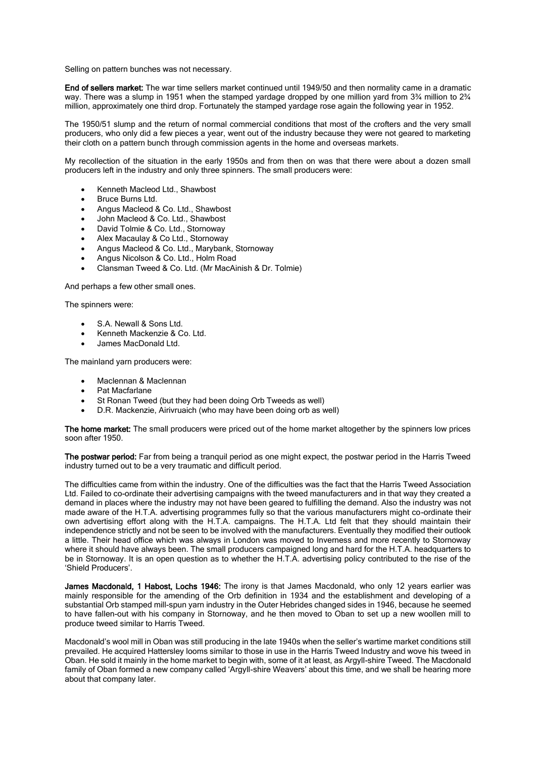Selling on pattern bunches was not necessary.

**End of sellers market:** The war time sellers market continued until 1949/50 and then normality came in a dramatic way. There was a slump in 1951 when the stamped yardage dropped by one million yard from 3¾ million to 2¾ million, approximately one third drop. Fortunately the stamped yardage rose again the following year in 1952.

The 1950/51 slump and the return of normal commercial conditions that most of the crofters and the very small producers, who only did a few pieces a year, went out of the industry because they were not geared to marketing their cloth on a pattern bunch through commission agents in the home and overseas markets.

My recollection of the situation in the early 1950s and from then on was that there were about a dozen small producers left in the industry and only three spinners. The small producers were:

- Kenneth Macleod Ltd., Shawbost
- Bruce Burns Ltd.
- Angus Macleod & Co. Ltd., Shawbost
- John Macleod & Co. Ltd., Shawbost
- David Tolmie & Co. Ltd., Stornoway
- Alex Macaulay & Co Ltd., Stornoway
- Angus Macleod & Co. Ltd., Marybank, Stornoway
- Angus Nicolson & Co. Ltd., Holm Road
- Clansman Tweed & Co. Ltd. (Mr MacAinish & Dr. Tolmie)

And perhaps a few other small ones.

The spinners were:

- S.A. Newall & Sons Ltd.
- Kenneth Mackenzie & Co. Ltd.
- James MacDonald Ltd.

The mainland yarn producers were:

- Maclennan & Maclennan
- Pat Macfarlane
- St Ronan Tweed (but they had been doing Orb Tweeds as well)
- D.R. Mackenzie, Airivruaich (who may have been doing orb as well)

**The home market:** The small producers were priced out of the home market altogether by the spinners low prices soon after 1950.

**The postwar period:** Far from being a tranquil period as one might expect, the postwar period in the Harris Tweed industry turned out to be a very traumatic and difficult period.

The difficulties came from within the industry. One of the difficulties was the fact that the Harris Tweed Association Ltd. Failed to co-ordinate their advertising campaigns with the tweed manufacturers and in that way they created a demand in places where the industry may not have been geared to fulfilling the demand. Also the industry was not made aware of the H.T.A. advertising programmes fully so that the various manufacturers might co-ordinate their own advertising effort along with the H.T.A. campaigns. The H.T.A. Ltd felt that they should maintain their independence strictly and not be seen to be involved with the manufacturers. Eventually they modified their outlook a little. Their head office which was always in London was moved to Inverness and more recently to Stornoway where it should have always been. The small producers campaigned long and hard for the H.T.A. headquarters to be in Stornoway. It is an open question as to whether the H.T.A. advertising policy contributed to the rise of the 'Shield Producers'.

**James Macdonald, 1 Habost, Lochs 1946:** The irony is that James Macdonald, who only 12 years earlier was mainly responsible for the amending of the Orb definition in 1934 and the establishment and developing of a substantial Orb stamped mill-spun yarn industry in the Outer Hebrides changed sides in 1946, because he seemed to have fallen-out with his company in Stornoway, and he then moved to Oban to set up a new woollen mill to produce tweed similar to Harris Tweed.

Macdonald's wool mill in Oban was still producing in the late 1940s when the seller's wartime market conditions still prevailed. He acquired Hattersley looms similar to those in use in the Harris Tweed Industry and wove his tweed in Oban. He sold it mainly in the home market to begin with, some of it at least, as Argyll-shire Tweed. The Macdonald family of Oban formed a new company called 'Argyll-shire Weavers' about this time, and we shall be hearing more about that company later.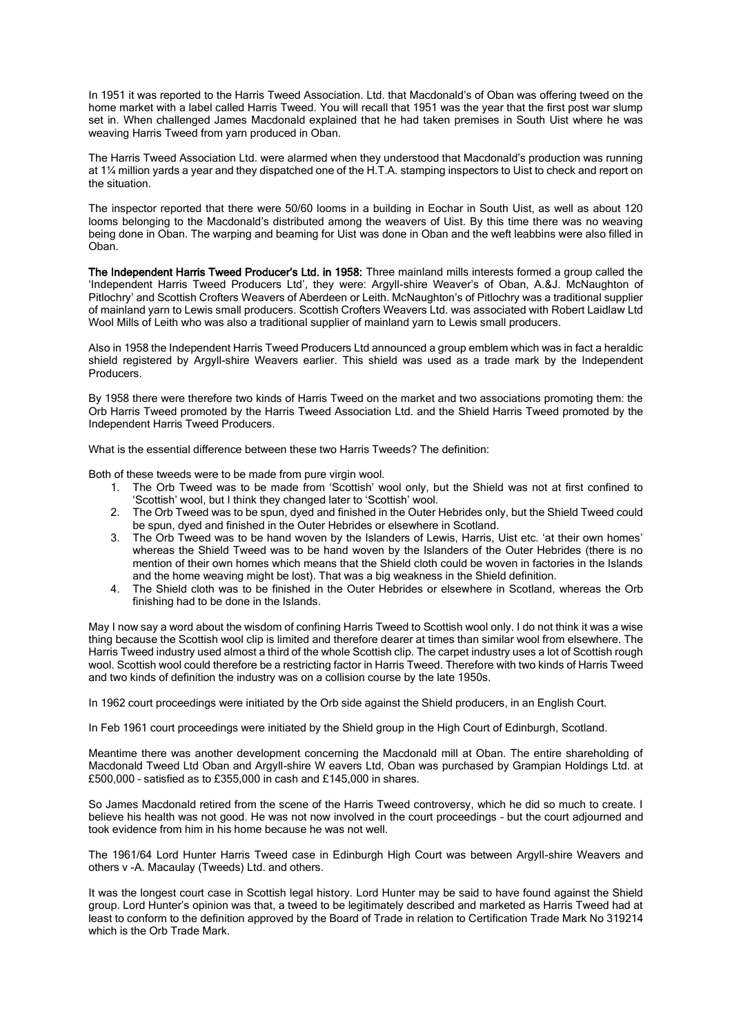In 1951 it was reported to the Harris Tweed Association. Ltd. that Macdonald's of Oban was offering tweed on the home market with a label called Harris Tweed. You will recall that 1951 was the year that the first post war slump set in. When challenged James Macdonald explained that he had taken premises in South Uist where he was weaving Harris Tweed from yarn produced in Oban.

The Harris Tweed Association Ltd. were alarmed when they understood that Macdonald's production was running at 1¼ million yards a year and they dispatched one of the H.T.A. stamping inspectors to Uist to check and report on the situation.

The inspector reported that there were 50/60 looms in a building in Eochar in South Uist, as well as about 120 looms belonging to the Macdonald's distributed among the weavers of Uist. By this time there was no weaving being done in Oban. The warping and beaming for Uist was done in Oban and the weft leabbins were also filled in Oban.

**The Independent Harris Tweed Producer's Ltd. in 1958:** Three mainland mills interests formed a group called the 'Independent Harris Tweed Producers Ltd', they were: Argyll-shire Weaver's of Oban, A.&J. McNaughton of Pitlochry' and Scottish Crofters Weavers of Aberdeen or Leith. McNaughton's of Pitlochry was a traditional supplier of mainland yarn to Lewis small producers. Scottish Crofters Weavers Ltd. was associated with Robert Laidlaw Ltd Wool Mills of Leith who was also a traditional supplier of mainland yarn to Lewis small producers.

Also in 1958 the Independent Harris Tweed Producers Ltd announced a group emblem which was in fact a heraldic shield registered by Argyll-shire Weavers earlier. This shield was used as a trade mark by the Independent Producers.

By 1958 there were therefore two kinds of Harris Tweed on the market and two associations promoting them: the Orb Harris Tweed promoted by the Harris Tweed Association Ltd. and the Shield Harris Tweed promoted by the Independent Harris Tweed Producers.

What is the essential difference between these two Harris Tweeds? The definition:

Both of these tweeds were to be made from pure virgin wool.

1. The Orb Tweed was to be made from 'Scottish' wool only, but the Shield was not at first confined to 'Scottish' wool, but I think they changed later to 'Scottish' wool.
2. The Orb Tweed was to be spun, dyed and finished in the Outer Hebrides only, but the Shield Tweed could be spun, dyed and finished in the Outer Hebrides or elsewhere in Scotland.
3. The Orb Tweed was to be hand woven by the Islanders of Lewis, Harris, Uist etc. 'at their own homes' whereas the Shield Tweed was to be hand woven by the Islanders of the Outer Hebrides (there is no mention of their own homes which means that the Shield cloth could be woven in factories in the Islands and the home weaving might be lost). That was a big weakness in the Shield definition.
4. The Shield cloth was to be finished in the Outer Hebrides or elsewhere in Scotland, whereas the Orb finishing had to be done in the Islands.

May I now say a word about the wisdom of confining Harris Tweed to Scottish wool only. I do not think it was a wise thing because the Scottish wool clip is limited and therefore dearer at times than similar wool from elsewhere. The Harris Tweed industry used almost a third of the whole Scottish clip. The carpet industry uses a lot of Scottish rough wool. Scottish wool could therefore be a restricting factor in Harris Tweed. Therefore with two kinds of Harris Tweed and two kinds of definition the industry was on a collision course by the late 1950s.

In 1962 court proceedings were initiated by the Orb side against the Shield producers, in an English Court.

In Feb 1961 court proceedings were initiated by the Shield group in the High Court of Edinburgh, Scotland.

Meantime there was another development concerning the Macdonald mill at Oban. The entire shareholding of Macdonald Tweed Ltd Oban and Argyll-shire W eavers Ltd, Oban was purchased by Grampian Holdings Ltd. at £500,000 – satisfied as to £355,000 in cash and £145,000 in shares.

So James Macdonald retired from the scene of the Harris Tweed controversy, which he did so much to create. I believe his health was not good. He was not now involved in the court proceedings – but the court adjourned and took evidence from him in his home because he was not well.

The 1961/64 Lord Hunter Harris Tweed case in Edinburgh High Court was between Argyll-shire Weavers and others v -A. Macaulay (Tweeds) Ltd. and others.

It was the longest court case in Scottish legal history. Lord Hunter may be said to have found against the Shield group. Lord Hunter's opinion was that, a tweed to be legitimately described and marketed as Harris Tweed had at least to conform to the definition approved by the Board of Trade in relation to Certification Trade Mark No 319214 which is the Orb Trade Mark.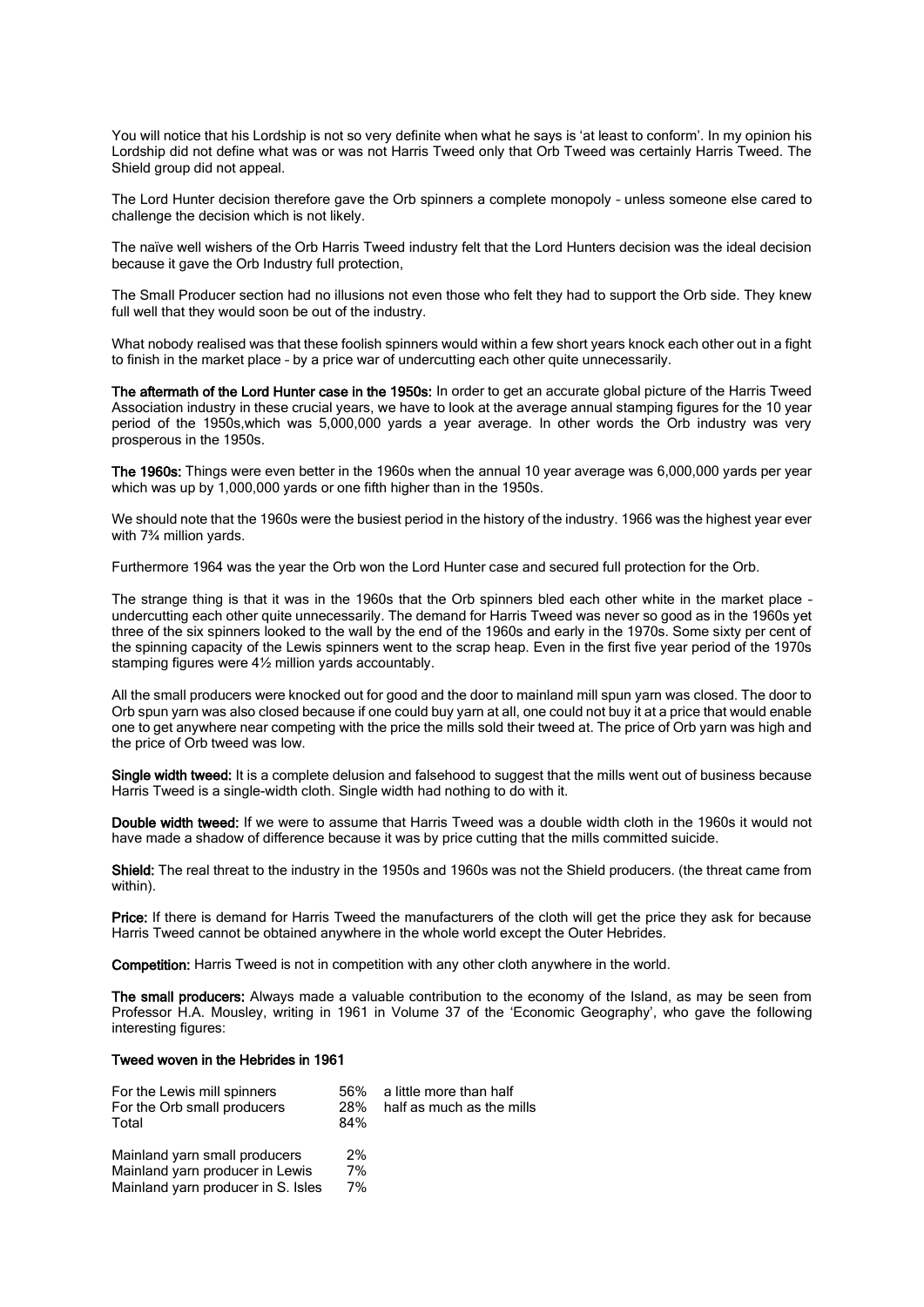You will notice that his Lordship is not so very definite when what he says is 'at least to conform'. In my opinion his Lordship did not define what was or was not Harris Tweed only that Orb Tweed was certainly Harris Tweed. The Shield group did not appeal.

The Lord Hunter decision therefore gave the Orb spinners a complete monopoly – unless someone else cared to challenge the decision which is not likely.

The naïve well wishers of the Orb Harris Tweed industry felt that the Lord Hunters decision was the ideal decision because it gave the Orb Industry full protection,

The Small Producer section had no illusions not even those who felt they had to support the Orb side. They knew full well that they would soon be out of the industry.

What nobody realised was that these foolish spinners would within a few short years knock each other out in a fight to finish in the market place – by a price war of undercutting each other quite unnecessarily.

**The aftermath of the Lord Hunter case in the 1950s:** In order to get an accurate global picture of the Harris Tweed Association industry in these crucial years, we have to look at the average annual stamping figures for the 10 year period of the 1950s,which was 5,000,000 yards a year average. In other words the Orb industry was very prosperous in the 1950s.

**The 1960s:** Things were even better in the 1960s when the annual 10 year average was 6,000,000 yards per year which was up by 1,000,000 yards or one fifth higher than in the 1950s.

We should note that the 1960s were the busiest period in the history of the industry. 1966 was the highest year ever with 7¾ million yards.

Furthermore 1964 was the year the Orb won the Lord Hunter case and secured full protection for the Orb.

The strange thing is that it was in the 1960s that the Orb spinners bled each other white in the market place – undercutting each other quite unnecessarily. The demand for Harris Tweed was never so good as in the 1960s yet three of the six spinners looked to the wall by the end of the 1960s and early in the 1970s. Some sixty per cent of the spinning capacity of the Lewis spinners went to the scrap heap. Even in the first five year period of the 1970s stamping figures were 4½ million yards accountably.

All the small producers were knocked out for good and the door to mainland mill spun yarn was closed. The door to Orb spun yarn was also closed because if one could buy yarn at all, one could not buy it at a price that would enable one to get anywhere near competing with the price the mills sold their tweed at. The price of Orb yarn was high and the price of Orb tweed was low.

**Single width tweed:** It is a complete delusion and falsehood to suggest that the mills went out of business because Harris Tweed is a single-width cloth. Single width had nothing to do with it.

**Double width tweed:** If we were to assume that Harris Tweed was a double width cloth in the 1960s it would not have made a shadow of difference because it was by price cutting that the mills committed suicide.

**Shield:** The real threat to the industry in the 1950s and 1960s was not the Shield producers. (the threat came from within).

**Price:** If there is demand for Harris Tweed the manufacturers of the cloth will get the price they ask for because Harris Tweed cannot be obtained anywhere in the whole world except the Outer Hebrides.

**Competition:** Harris Tweed is not in competition with any other cloth anywhere in the world.

**The small producers:** Always made a valuable contribution to the economy of the Island, as may be seen from Professor H.A. Mousley, writing in 1961 in Volume 37 of the 'Economic Geography', who gave the following interesting figures:

**Tweed woven in the Hebrides in 1961**

| | | |
|---|---|---|
| For the Lewis mill spinners | 56% | a little more than half |
| For the Orb small producers | 28% | half as much as the mills |
| Total | 84% | |
| | | |
| Mainland yarn small producers | 2% | |
| Mainland yarn producer in Lewis | 7% | |
| Mainland yarn producer in S. Isles | 7% | |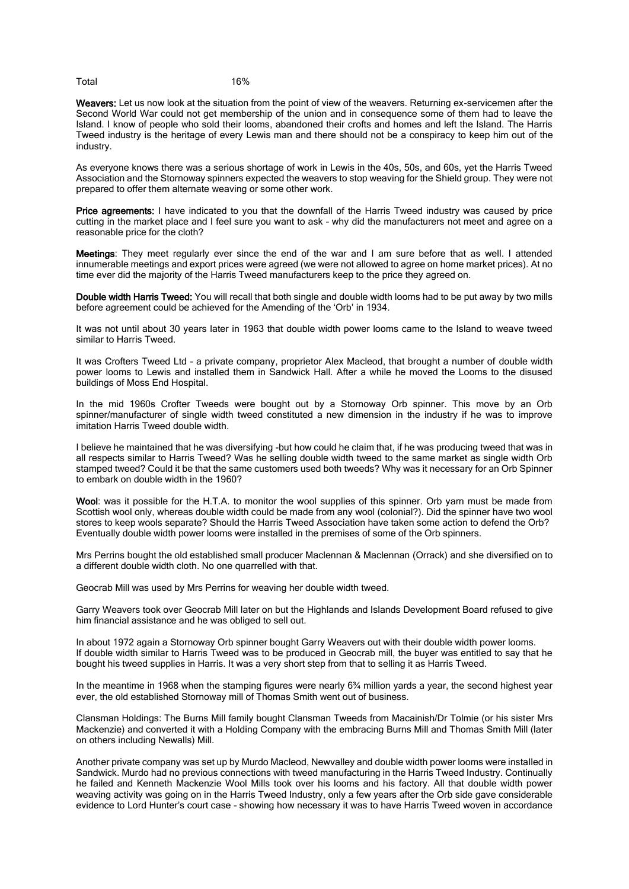Total 16%

**Weavers:** Let us now look at the situation from the point of view of the weavers. Returning ex-servicemen after the Second World War could not get membership of the union and in consequence some of them had to leave the Island. I know of people who sold their looms, abandoned their crofts and homes and left the Island. The Harris Tweed industry is the heritage of every Lewis man and there should not be a conspiracy to keep him out of the industry.

As everyone knows there was a serious shortage of work in Lewis in the 40s, 50s, and 60s, yet the Harris Tweed Association and the Stornoway spinners expected the weavers to stop weaving for the Shield group. They were not prepared to offer them alternate weaving or some other work.

**Price agreements:** I have indicated to you that the downfall of the Harris Tweed industry was caused by price cutting in the market place and I feel sure you want to ask – why did the manufacturers not meet and agree on a reasonable price for the cloth?

**Meetings**: They meet regularly ever since the end of the war and I am sure before that as well. I attended innumerable meetings and export prices were agreed (we were not allowed to agree on home market prices). At no time ever did the majority of the Harris Tweed manufacturers keep to the price they agreed on.

**Double width Harris Tweed:** You will recall that both single and double width looms had to be put away by two mills before agreement could be achieved for the Amending of the 'Orb' in 1934.

It was not until about 30 years later in 1963 that double width power looms came to the Island to weave tweed similar to Harris Tweed.

It was Crofters Tweed Ltd – a private company, proprietor Alex Macleod, that brought a number of double width power looms to Lewis and installed them in Sandwick Hall. After a while he moved the Looms to the disused buildings of Moss End Hospital.

In the mid 1960s Crofter Tweeds were bought out by a Stornoway Orb spinner. This move by an Orb spinner/manufacturer of single width tweed constituted a new dimension in the industry if he was to improve imitation Harris Tweed double width.

I believe he maintained that he was diversifying –but how could he claim that, if he was producing tweed that was in all respects similar to Harris Tweed? Was he selling double width tweed to the same market as single width Orb stamped tweed? Could it be that the same customers used both tweeds? Why was it necessary for an Orb Spinner to embark on double width in the 1960?

**Wool**: was it possible for the H.T.A. to monitor the wool supplies of this spinner. Orb yarn must be made from Scottish wool only, whereas double width could be made from any wool (colonial?). Did the spinner have two wool stores to keep wools separate? Should the Harris Tweed Association have taken some action to defend the Orb? Eventually double width power looms were installed in the premises of some of the Orb spinners.

Mrs Perrins bought the old established small producer Maclennan & Maclennan (Orrack) and she diversified on to a different double width cloth. No one quarrelled with that.

Geocrab Mill was used by Mrs Perrins for weaving her double width tweed.

Garry Weavers took over Geocrab Mill later on but the Highlands and Islands Development Board refused to give him financial assistance and he was obliged to sell out.

In about 1972 again a Stornoway Orb spinner bought Garry Weavers out with their double width power looms. If double width similar to Harris Tweed was to be produced in Geocrab mill, the buyer was entitled to say that he bought his tweed supplies in Harris. It was a very short step from that to selling it as Harris Tweed.

In the meantime in 1968 when the stamping figures were nearly 6¾ million yards a year, the second highest year ever, the old established Stornoway mill of Thomas Smith went out of business.

Clansman Holdings: The Burns Mill family bought Clansman Tweeds from Macainish/Dr Tolmie (or his sister Mrs Mackenzie) and converted it with a Holding Company with the embracing Burns Mill and Thomas Smith Mill (later on others including Newalls) Mill.

Another private company was set up by Murdo Macleod, Newvalley and double width power looms were installed in Sandwick. Murdo had no previous connections with tweed manufacturing in the Harris Tweed Industry. Continually he failed and Kenneth Mackenzie Wool Mills took over his looms and his factory. All that double width power weaving activity was going on in the Harris Tweed Industry, only a few years after the Orb side gave considerable evidence to Lord Hunter's court case – showing how necessary it was to have Harris Tweed woven in accordance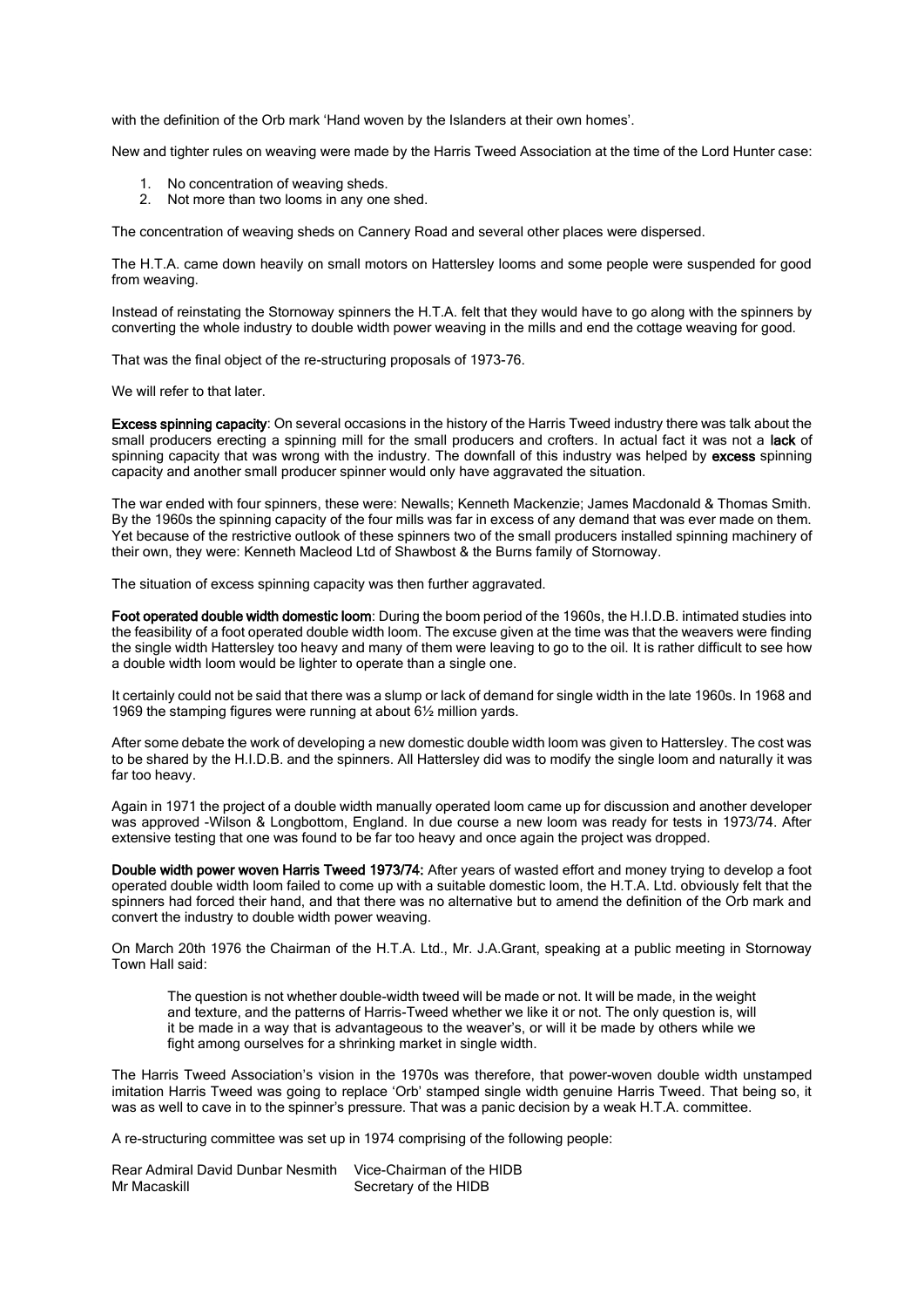with the definition of the Orb mark 'Hand woven by the Islanders at their own homes'.

New and tighter rules on weaving were made by the Harris Tweed Association at the time of the Lord Hunter case:

1. No concentration of weaving sheds.
2. Not more than two looms in any one shed.

The concentration of weaving sheds on Cannery Road and several other places were dispersed.

The H.T.A. came down heavily on small motors on Hattersley looms and some people were suspended for good from weaving.

Instead of reinstating the Stornoway spinners the H.T.A. felt that they would have to go along with the spinners by converting the whole industry to double width power weaving in the mills and end the cottage weaving for good.

That was the final object of the re-structuring proposals of 1973-76.

We will refer to that later.

**Excess spinning capacity**: On several occasions in the history of the Harris Tweed industry there was talk about the small producers erecting a spinning mill for the small producers and crofters. In actual fact it was not a **lack** of spinning capacity that was wrong with the industry. The downfall of this industry was helped by **excess** spinning capacity and another small producer spinner would only have aggravated the situation.

The war ended with four spinners, these were: Newalls; Kenneth Mackenzie; James Macdonald & Thomas Smith. By the 1960s the spinning capacity of the four mills was far in excess of any demand that was ever made on them. Yet because of the restrictive outlook of these spinners two of the small producers installed spinning machinery of their own, they were: Kenneth Macleod Ltd of Shawbost & the Burns family of Stornoway.

The situation of excess spinning capacity was then further aggravated.

**Foot operated double width domestic loom**: During the boom period of the 1960s, the H.I.D.B. intimated studies into the feasibility of a foot operated double width loom. The excuse given at the time was that the weavers were finding the single width Hattersley too heavy and many of them were leaving to go to the oil. It is rather difficult to see how a double width loom would be lighter to operate than a single one.

It certainly could not be said that there was a slump or lack of demand for single width in the late 1960s. In 1968 and 1969 the stamping figures were running at about 6½ million yards.

After some debate the work of developing a new domestic double width loom was given to Hattersley. The cost was to be shared by the H.I.D.B. and the spinners. All Hattersley did was to modify the single loom and naturally it was far too heavy.

Again in 1971 the project of a double width manually operated loom came up for discussion and another developer was approved -Wilson & Longbottom, England. In due course a new loom was ready for tests in 1973/74. After extensive testing that one was found to be far too heavy and once again the project was dropped.

**Double width power woven Harris Tweed 1973/74:** After years of wasted effort and money trying to develop a foot operated double width loom failed to come up with a suitable domestic loom, the H.T.A. Ltd. obviously felt that the spinners had forced their hand, and that there was no alternative but to amend the definition of the Orb mark and convert the industry to double width power weaving.

On March 20th 1976 the Chairman of the H.T.A. Ltd., Mr. J.A.Grant, speaking at a public meeting in Stornoway Town Hall said:

> The question is not whether double-width tweed will be made or not. It will be made, in the weight and texture, and the patterns of Harris-Tweed whether we like it or not. The only question is, will it be made in a way that is advantageous to the weaver's, or will it be made by others while we fight among ourselves for a shrinking market in single width.

The Harris Tweed Association's vision in the 1970s was therefore, that power-woven double width unstamped imitation Harris Tweed was going to replace 'Orb' stamped single width genuine Harris Tweed. That being so, it was as well to cave in to the spinner's pressure. That was a panic decision by a weak H.T.A. committee.

A re-structuring committee was set up in 1974 comprising of the following people:

| | |
|---|---|
| Rear Admiral David Dunbar Nesmith | Vice-Chairman of the HIDB |
| Mr Macaskill | Secretary of the HIDB |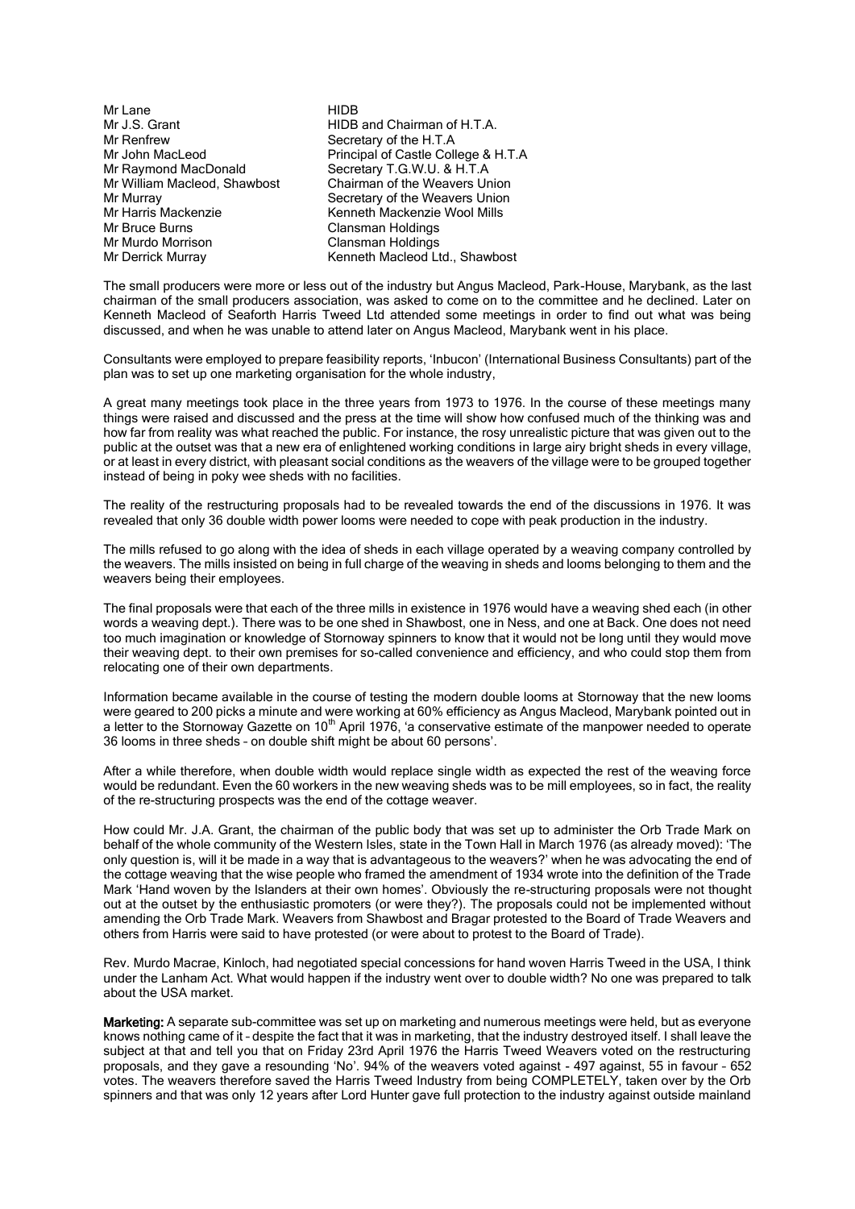| | |
|---|---|
| Mr Lane | HIDB |
| Mr J.S. Grant | HIDB and Chairman of H.T.A. |
| Mr Renfrew | Secretary of the H.T.A |
| Mr John MacLeod | Principal of Castle College & H.T.A |
| Mr Raymond MacDonald | Secretary T.G.W.U. & H.T.A |
| Mr William Macleod, Shawbost | Chairman of the Weavers Union |
| Mr Murray | Secretary of the Weavers Union |
| Mr Harris Mackenzie | Kenneth Mackenzie Wool Mills |
| Mr Bruce Burns | Clansman Holdings |
| Mr Murdo Morrison | Clansman Holdings |
| Mr Derrick Murray | Kenneth Macleod Ltd., Shawbost |

The small producers were more or less out of the industry but Angus Macleod, Park-House, Marybank, as the last chairman of the small producers association, was asked to come on to the committee and he declined. Later on Kenneth Macleod of Seaforth Harris Tweed Ltd attended some meetings in order to find out what was being discussed, and when he was unable to attend later on Angus Macleod, Marybank went in his place.

Consultants were employed to prepare feasibility reports, 'Inbucon' (International Business Consultants) part of the plan was to set up one marketing organisation for the whole industry,

A great many meetings took place in the three years from 1973 to 1976. In the course of these meetings many things were raised and discussed and the press at the time will show how confused much of the thinking was and how far from reality was what reached the public. For instance, the rosy unrealistic picture that was given out to the public at the outset was that a new era of enlightened working conditions in large airy bright sheds in every village, or at least in every district, with pleasant social conditions as the weavers of the village were to be grouped together instead of being in poky wee sheds with no facilities.

The reality of the restructuring proposals had to be revealed towards the end of the discussions in 1976. It was revealed that only 36 double width power looms were needed to cope with peak production in the industry.

The mills refused to go along with the idea of sheds in each village operated by a weaving company controlled by the weavers. The mills insisted on being in full charge of the weaving in sheds and looms belonging to them and the weavers being their employees.

The final proposals were that each of the three mills in existence in 1976 would have a weaving shed each (in other words a weaving dept.). There was to be one shed in Shawbost, one in Ness, and one at Back. One does not need too much imagination or knowledge of Stornoway spinners to know that it would not be long until they would move their weaving dept. to their own premises for so-called convenience and efficiency, and who could stop them from relocating one of their own departments.

Information became available in the course of testing the modern double looms at Stornoway that the new looms were geared to 200 picks a minute and were working at 60% efficiency as Angus Macleod, Marybank pointed out in a letter to the Stornoway Gazette on 10th April 1976, 'a conservative estimate of the manpower needed to operate 36 looms in three sheds – on double shift might be about 60 persons'.

After a while therefore, when double width would replace single width as expected the rest of the weaving force would be redundant. Even the 60 workers in the new weaving sheds was to be mill employees, so in fact, the reality of the re-structuring prospects was the end of the cottage weaver.

How could Mr. J.A. Grant, the chairman of the public body that was set up to administer the Orb Trade Mark on behalf of the whole community of the Western Isles, state in the Town Hall in March 1976 (as already moved): 'The only question is, will it be made in a way that is advantageous to the weavers?' when he was advocating the end of the cottage weaving that the wise people who framed the amendment of 1934 wrote into the definition of the Trade Mark 'Hand woven by the Islanders at their own homes'. Obviously the re-structuring proposals were not thought out at the outset by the enthusiastic promoters (or were they?). The proposals could not be implemented without amending the Orb Trade Mark. Weavers from Shawbost and Bragar protested to the Board of Trade Weavers and others from Harris were said to have protested (or were about to protest to the Board of Trade).

Rev. Murdo Macrae, Kinloch, had negotiated special concessions for hand woven Harris Tweed in the USA, I think under the Lanham Act. What would happen if the industry went over to double width? No one was prepared to talk about the USA market.

**Marketing:** A separate sub-committee was set up on marketing and numerous meetings were held, but as everyone knows nothing came of it – despite the fact that it was in marketing, that the industry destroyed itself. I shall leave the subject at that and tell you that on Friday 23rd April 1976 the Harris Tweed Weavers voted on the restructuring proposals, and they gave a resounding 'No'. 94% of the weavers voted against - 497 against, 55 in favour – 652 votes. The weavers therefore saved the Harris Tweed Industry from being COMPLETELY, taken over by the Orb spinners and that was only 12 years after Lord Hunter gave full protection to the industry against outside mainland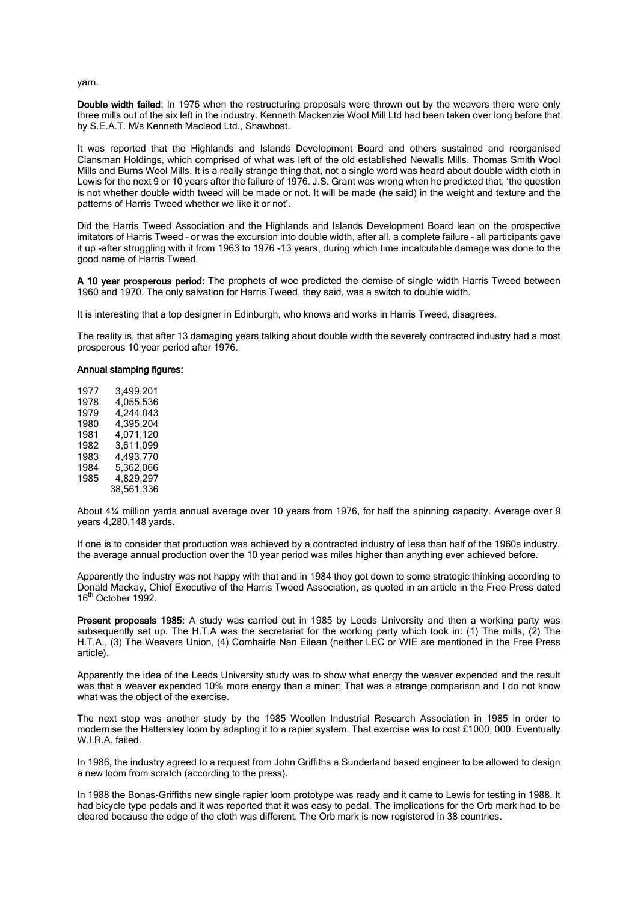yarn.

**Double width failed**: In 1976 when the restructuring proposals were thrown out by the weavers there were only three mills out of the six left in the industry. Kenneth Mackenzie Wool Mill Ltd had been taken over long before that by S.E.A.T. M/s Kenneth Macleod Ltd., Shawbost.

It was reported that the Highlands and Islands Development Board and others sustained and reorganised Clansman Holdings, which comprised of what was left of the old established Newalls Mills, Thomas Smith Wool Mills and Burns Wool Mills. It is a really strange thing that, not a single word was heard about double width cloth in Lewis for the next 9 or 10 years after the failure of 1976. J.S. Grant was wrong when he predicted that, 'the question is not whether double width tweed will be made or not. It will be made (he said) in the weight and texture and the patterns of Harris Tweed whether we like it or not'.

Did the Harris Tweed Association and the Highlands and Islands Development Board lean on the prospective imitators of Harris Tweed – or was the excursion into double width, after all, a complete failure – all participants gave it up -after struggling with it from 1963 to 1976 -13 years, during which time incalculable damage was done to the good name of Harris Tweed.

**A 10 year prosperous period:** The prophets of woe predicted the demise of single width Harris Tweed between 1960 and 1970. The only salvation for Harris Tweed, they said, was a switch to double width.

It is interesting that a top designer in Edinburgh, who knows and works in Harris Tweed, disagrees.

The reality is, that after 13 damaging years talking about double width the severely contracted industry had a most prosperous 10 year period after 1976.

**Annual stamping figures:**

| | |
|---|---|
| 1977 | 3,499,201 |
| 1978 | 4,055,536 |
| 1979 | 4,244,043 |
| 1980 | 4,395,204 |
| 1981 | 4,071,120 |
| 1982 | 3,611,099 |
| 1983 | 4,493,770 |
| 1984 | 5,362,066 |
| 1985 | 4,829,297 |
| | 38,561,336 |

About 4¼ million yards annual average over 10 years from 1976, for half the spinning capacity. Average over 9 years 4,280,148 yards.

If one is to consider that production was achieved by a contracted industry of less than half of the 1960s industry, the average annual production over the 10 year period was miles higher than anything ever achieved before.

Apparently the industry was not happy with that and in 1984 they got down to some strategic thinking according to Donald Mackay, Chief Executive of the Harris Tweed Association, as quoted in an article in the Free Press dated 16th October 1992.

**Present proposals 1985:** A study was carried out in 1985 by Leeds University and then a working party was subsequently set up. The H.T.A was the secretariat for the working party which took in: (1) The mills, (2) The H.T.A., (3) The Weavers Union, (4) Comhairle Nan Eilean (neither LEC or WIE are mentioned in the Free Press article).

Apparently the idea of the Leeds University study was to show what energy the weaver expended and the result was that a weaver expended 10% more energy than a miner: That was a strange comparison and I do not know what was the object of the exercise.

The next step was another study by the 1985 Woollen Industrial Research Association in 1985 in order to modernise the Hattersley loom by adapting it to a rapier system. That exercise was to cost £1000, 000. Eventually W.I.R.A. failed.

In 1986, the industry agreed to a request from John Griffiths a Sunderland based engineer to be allowed to design a new loom from scratch (according to the press).

In 1988 the Bonas-Griffiths new single rapier loom prototype was ready and it came to Lewis for testing in 1988. It had bicycle type pedals and it was reported that it was easy to pedal. The implications for the Orb mark had to be cleared because the edge of the cloth was different. The Orb mark is now registered in 38 countries.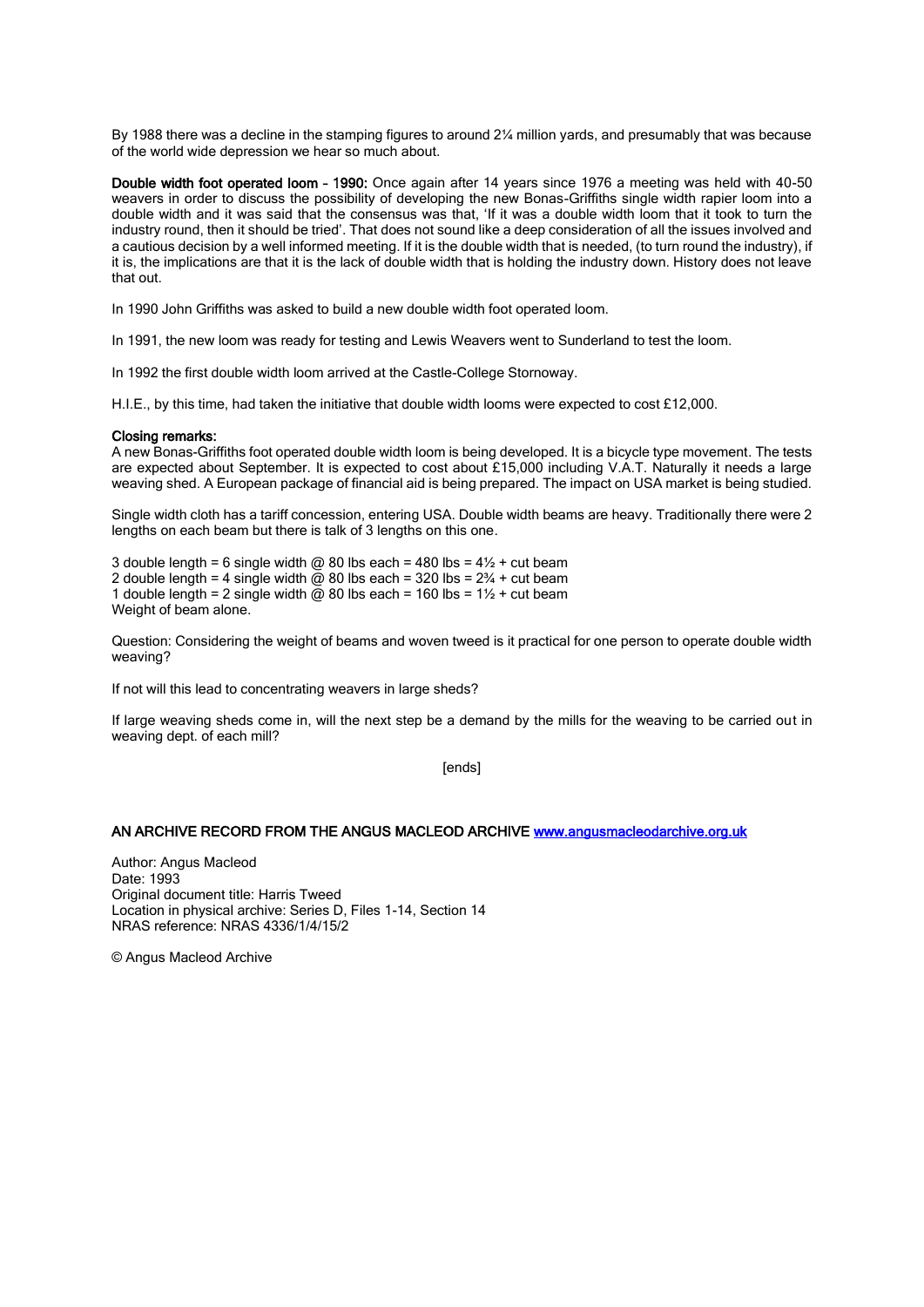By 1988 there was a decline in the stamping figures to around 2¼ million yards, and presumably that was because of the world wide depression we hear so much about.

**Double width foot operated loom – 1990:** Once again after 14 years since 1976 a meeting was held with 40-50 weavers in order to discuss the possibility of developing the new Bonas-Griffiths single width rapier loom into a double width and it was said that the consensus was that, 'If it was a double width loom that it took to turn the industry round, then it should be tried'. That does not sound like a deep consideration of all the issues involved and a cautious decision by a well informed meeting. If it is the double width that is needed, (to turn round the industry), if it is, the implications are that it is the lack of double width that is holding the industry down. History does not leave that out.

In 1990 John Griffiths was asked to build a new double width foot operated loom.

In 1991, the new loom was ready for testing and Lewis Weavers went to Sunderland to test the loom.

In 1992 the first double width loom arrived at the Castle-College Stornoway.

H.I.E., by this time, had taken the initiative that double width looms were expected to cost £12,000.

**Closing remarks:**
A new Bonas-Griffiths foot operated double width loom is being developed. It is a bicycle type movement. The tests are expected about September. It is expected to cost about £15,000 including V.A.T. Naturally it needs a large weaving shed. A European package of financial aid is being prepared. The impact on USA market is being studied.

Single width cloth has a tariff concession, entering USA. Double width beams are heavy. Traditionally there were 2 lengths on each beam but there is talk of 3 lengths on this one.

3 double length = 6 single width @ 80 lbs each = 480 lbs = 4½ + cut beam
2 double length = 4 single width @ 80 lbs each = 320 lbs = 2¾ + cut beam
1 double length = 2 single width @ 80 lbs each = 160 lbs = 1½ + cut beam
Weight of beam alone.

Question: Considering the weight of beams and woven tweed is it practical for one person to operate double width weaving?

If not will this lead to concentrating weavers in large sheds?

If large weaving sheds come in, will the next step be a demand by the mills for the weaving to be carried out in weaving dept. of each mill?

[ends]

**AN ARCHIVE RECORD FROM THE ANGUS MACLEOD ARCHIVE www.angusmacleodarchive.org.uk**

Author: Angus Macleod
Date: 1993
Original document title: Harris Tweed
Location in physical archive: Series D, Files 1-14, Section 14
NRAS reference: NRAS 4336/1/4/15/2

© Angus Macleod Archive